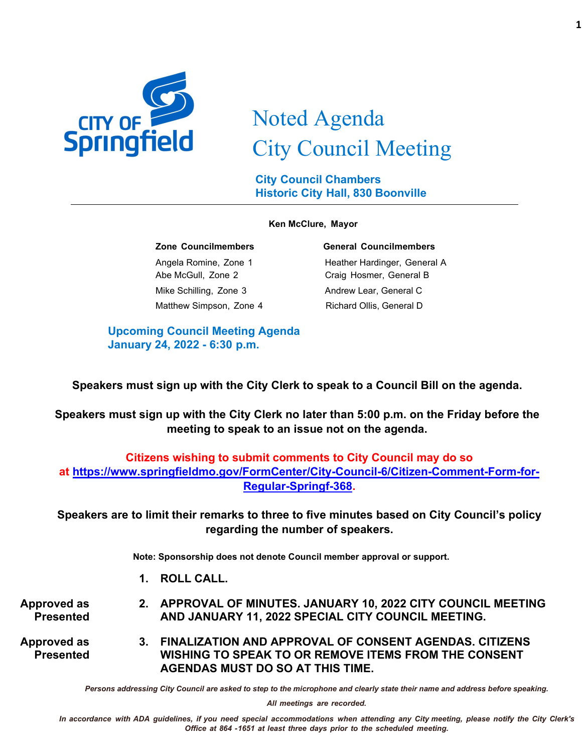CITY OF Springfield

# Noted Agenda
# City Council Meeting

**City Council Chambers**
**Historic City Hall, 830 Boonville**

**Ken McClure, Mayor**

| Zone Councilmembers | General Councilmembers |
|---|---|
| Angela Romine, Zone 1 | Heather Hardinger, General A |
| Abe McGull, Zone 2 | Craig Hosmer, General B |
| Mike Schilling, Zone 3 | Andrew Lear, General C |
| Matthew Simpson, Zone 4 | Richard Ollis, General D |

**Upcoming Council Meeting Agenda**
**January 24, 2022 - 6:30 p.m.**

**Speakers must sign up with the City Clerk to speak to a Council Bill on the agenda.**

**Speakers must sign up with the City Clerk no later than 5:00 p.m. on the Friday before the meeting to speak to an issue not on the agenda.**

**Citizens wishing to submit comments to City Council may do so at [https://www.springfieldmo.gov/FormCenter/City-Council-6/Citizen-Comment-Form-for-Regular-Springf-368](https://www.springfieldmo.gov/FormCenter/City-Council-6/Citizen-Comment-Form-for-Regular-Springf-368).**

**Speakers are to limit their remarks to three to five minutes based on City Council's policy regarding the number of speakers.**

**Note: Sponsorship does not denote Council member approval or support.**

1. **ROLL CALL.**

**Approved as Presented**

2. **APPROVAL OF MINUTES. JANUARY 10, 2022 CITY COUNCIL MEETING AND JANUARY 11, 2022 SPECIAL CITY COUNCIL MEETING.**

**Approved as Presented**

3. **FINALIZATION AND APPROVAL OF CONSENT AGENDAS. CITIZENS WISHING TO SPEAK TO OR REMOVE ITEMS FROM THE CONSENT AGENDAS MUST DO SO AT THIS TIME.**

*Persons addressing City Council are asked to step to the microphone and clearly state their name and address before speaking.*

*All meetings are recorded.*

*In accordance with ADA guidelines, if you need special accommodations when attending any City meeting, please notify the City Clerk's Office at 864 -1651 at least three days prior to the scheduled meeting.*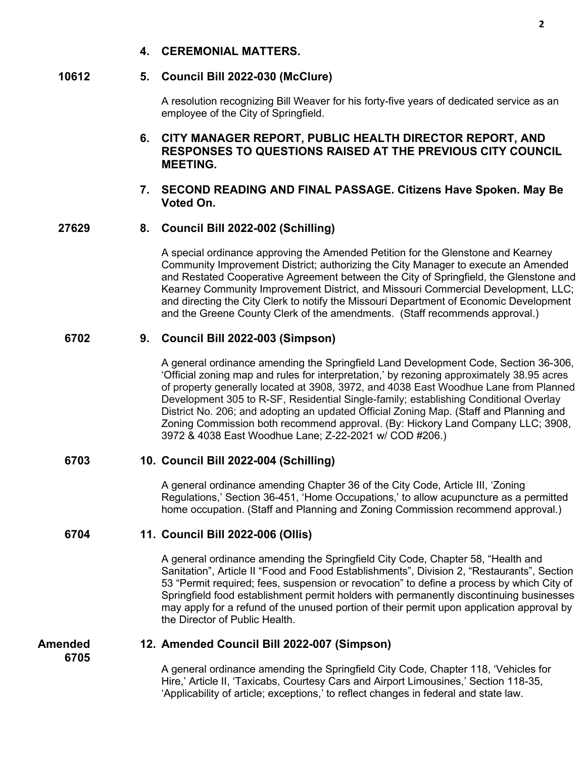**4. CEREMONIAL MATTERS.**

**10612** **5. Council Bill 2022-030 (McClure)**

A resolution recognizing Bill Weaver for his forty-five years of dedicated service as an employee of the City of Springfield.

**6. CITY MANAGER REPORT, PUBLIC HEALTH DIRECTOR REPORT, AND RESPONSES TO QUESTIONS RAISED AT THE PREVIOUS CITY COUNCIL MEETING.**

**7. SECOND READING AND FINAL PASSAGE. Citizens Have Spoken. May Be Voted On.**

**27629** **8. Council Bill 2022-002 (Schilling)**

A special ordinance approving the Amended Petition for the Glenstone and Kearney Community Improvement District; authorizing the City Manager to execute an Amended and Restated Cooperative Agreement between the City of Springfield, the Glenstone and Kearney Community Improvement District, and Missouri Commercial Development, LLC; and directing the City Clerk to notify the Missouri Department of Economic Development and the Greene County Clerk of the amendments. (Staff recommends approval.)

**6702** **9. Council Bill 2022-003 (Simpson)**

A general ordinance amending the Springfield Land Development Code, Section 36-306, 'Official zoning map and rules for interpretation,' by rezoning approximately 38.95 acres of property generally located at 3908, 3972, and 4038 East Woodhue Lane from Planned Development 305 to R-SF, Residential Single-family; establishing Conditional Overlay District No. 206; and adopting an updated Official Zoning Map. (Staff and Planning and Zoning Commission both recommend approval. (By: Hickory Land Company LLC; 3908, 3972 & 4038 East Woodhue Lane; Z-22-2021 w/ COD #206.)

**6703** **10. Council Bill 2022-004 (Schilling)**

A general ordinance amending Chapter 36 of the City Code, Article III, 'Zoning Regulations,' Section 36-451, 'Home Occupations,' to allow acupuncture as a permitted home occupation. (Staff and Planning and Zoning Commission recommend approval.)

**6704** **11. Council Bill 2022-006 (Ollis)**

A general ordinance amending the Springfield City Code, Chapter 58, "Health and Sanitation", Article II "Food and Food Establishments", Division 2, "Restaurants", Section 53 "Permit required; fees, suspension or revocation" to define a process by which City of Springfield food establishment permit holders with permanently discontinuing businesses may apply for a refund of the unused portion of their permit upon application approval by the Director of Public Health.

**Amended 6705** **12. Amended Council Bill 2022-007 (Simpson)**

A general ordinance amending the Springfield City Code, Chapter 118, 'Vehicles for Hire,' Article II, 'Taxicabs, Courtesy Cars and Airport Limousines,' Section 118-35, 'Applicability of article; exceptions,' to reflect changes in federal and state law.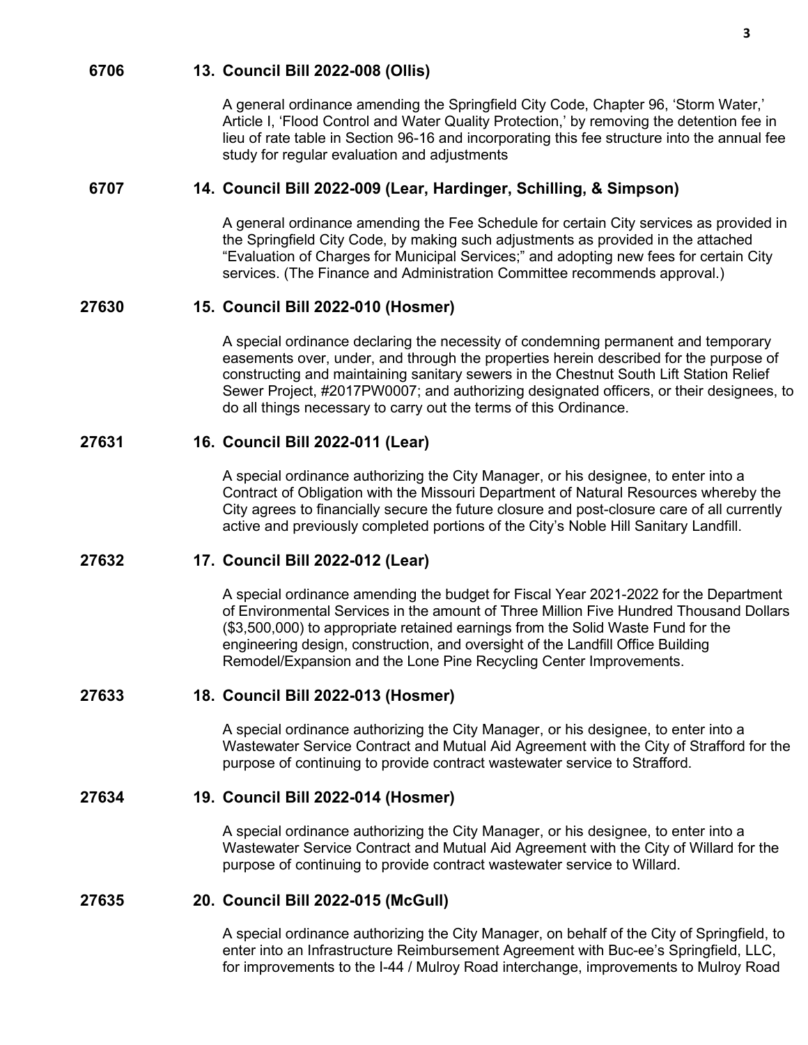**6706** **13. Council Bill 2022-008 (Ollis)**

A general ordinance amending the Springfield City Code, Chapter 96, 'Storm Water,' Article I, 'Flood Control and Water Quality Protection,' by removing the detention fee in lieu of rate table in Section 96-16 and incorporating this fee structure into the annual fee study for regular evaluation and adjustments

**6707** **14. Council Bill 2022-009 (Lear, Hardinger, Schilling, & Simpson)**

A general ordinance amending the Fee Schedule for certain City services as provided in the Springfield City Code, by making such adjustments as provided in the attached "Evaluation of Charges for Municipal Services;" and adopting new fees for certain City services. (The Finance and Administration Committee recommends approval.)

**27630** **15. Council Bill 2022-010 (Hosmer)**

A special ordinance declaring the necessity of condemning permanent and temporary easements over, under, and through the properties herein described for the purpose of constructing and maintaining sanitary sewers in the Chestnut South Lift Station Relief Sewer Project, #2017PW0007; and authorizing designated officers, or their designees, to do all things necessary to carry out the terms of this Ordinance.

**27631** **16. Council Bill 2022-011 (Lear)**

A special ordinance authorizing the City Manager, or his designee, to enter into a Contract of Obligation with the Missouri Department of Natural Resources whereby the City agrees to financially secure the future closure and post-closure care of all currently active and previously completed portions of the City's Noble Hill Sanitary Landfill.

**27632** **17. Council Bill 2022-012 (Lear)**

A special ordinance amending the budget for Fiscal Year 2021-2022 for the Department of Environmental Services in the amount of Three Million Five Hundred Thousand Dollars ($3,500,000) to appropriate retained earnings from the Solid Waste Fund for the engineering design, construction, and oversight of the Landfill Office Building Remodel/Expansion and the Lone Pine Recycling Center Improvements.

**27633** **18. Council Bill 2022-013 (Hosmer)**

A special ordinance authorizing the City Manager, or his designee, to enter into a Wastewater Service Contract and Mutual Aid Agreement with the City of Strafford for the purpose of continuing to provide contract wastewater service to Strafford.

**27634** **19. Council Bill 2022-014 (Hosmer)**

A special ordinance authorizing the City Manager, or his designee, to enter into a Wastewater Service Contract and Mutual Aid Agreement with the City of Willard for the purpose of continuing to provide contract wastewater service to Willard.

**27635** **20. Council Bill 2022-015 (McGull)**

A special ordinance authorizing the City Manager, on behalf of the City of Springfield, to enter into an Infrastructure Reimbursement Agreement with Buc-ee's Springfield, LLC, for improvements to the I-44 / Mulroy Road interchange, improvements to Mulroy Road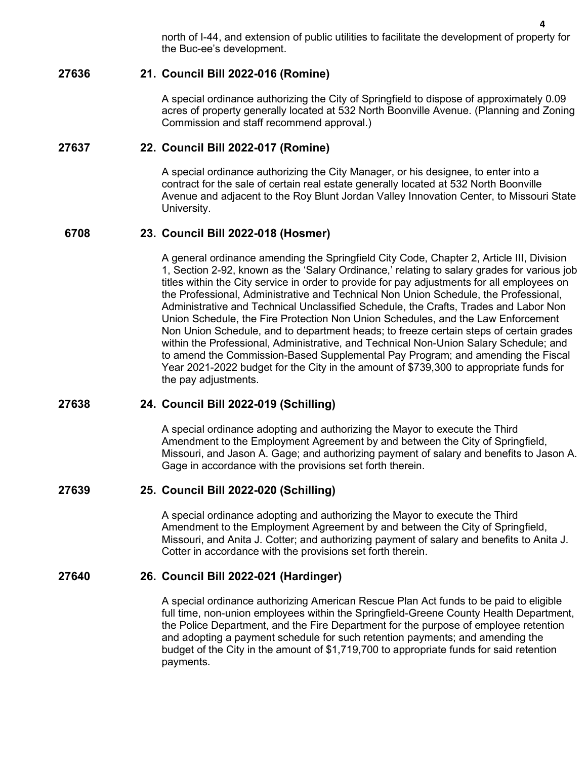north of I-44, and extension of public utilities to facilitate the development of property for the Buc-ee's development.

**27636 21. Council Bill 2022-016 (Romine)**

A special ordinance authorizing the City of Springfield to dispose of approximately 0.09 acres of property generally located at 532 North Boonville Avenue. (Planning and Zoning Commission and staff recommend approval.)

**27637 22. Council Bill 2022-017 (Romine)**

A special ordinance authorizing the City Manager, or his designee, to enter into a contract for the sale of certain real estate generally located at 532 North Boonville Avenue and adjacent to the Roy Blunt Jordan Valley Innovation Center, to Missouri State University.

**6708 23. Council Bill 2022-018 (Hosmer)**

A general ordinance amending the Springfield City Code, Chapter 2, Article III, Division 1, Section 2-92, known as the 'Salary Ordinance,' relating to salary grades for various job titles within the City service in order to provide for pay adjustments for all employees on the Professional, Administrative and Technical Non Union Schedule, the Professional, Administrative and Technical Unclassified Schedule, the Crafts, Trades and Labor Non Union Schedule, the Fire Protection Non Union Schedules, and the Law Enforcement Non Union Schedule, and to department heads; to freeze certain steps of certain grades within the Professional, Administrative, and Technical Non-Union Salary Schedule; and to amend the Commission-Based Supplemental Pay Program; and amending the Fiscal Year 2021-2022 budget for the City in the amount of $739,300 to appropriate funds for the pay adjustments.

**27638 24. Council Bill 2022-019 (Schilling)**

A special ordinance adopting and authorizing the Mayor to execute the Third Amendment to the Employment Agreement by and between the City of Springfield, Missouri, and Jason A. Gage; and authorizing payment of salary and benefits to Jason A. Gage in accordance with the provisions set forth therein.

**27639 25. Council Bill 2022-020 (Schilling)**

A special ordinance adopting and authorizing the Mayor to execute the Third Amendment to the Employment Agreement by and between the City of Springfield, Missouri, and Anita J. Cotter; and authorizing payment of salary and benefits to Anita J. Cotter in accordance with the provisions set forth therein.

**27640 26. Council Bill 2022-021 (Hardinger)**

A special ordinance authorizing American Rescue Plan Act funds to be paid to eligible full time, non-union employees within the Springfield-Greene County Health Department, the Police Department, and the Fire Department for the purpose of employee retention and adopting a payment schedule for such retention payments; and amending the budget of the City in the amount of $1,719,700 to appropriate funds for said retention payments.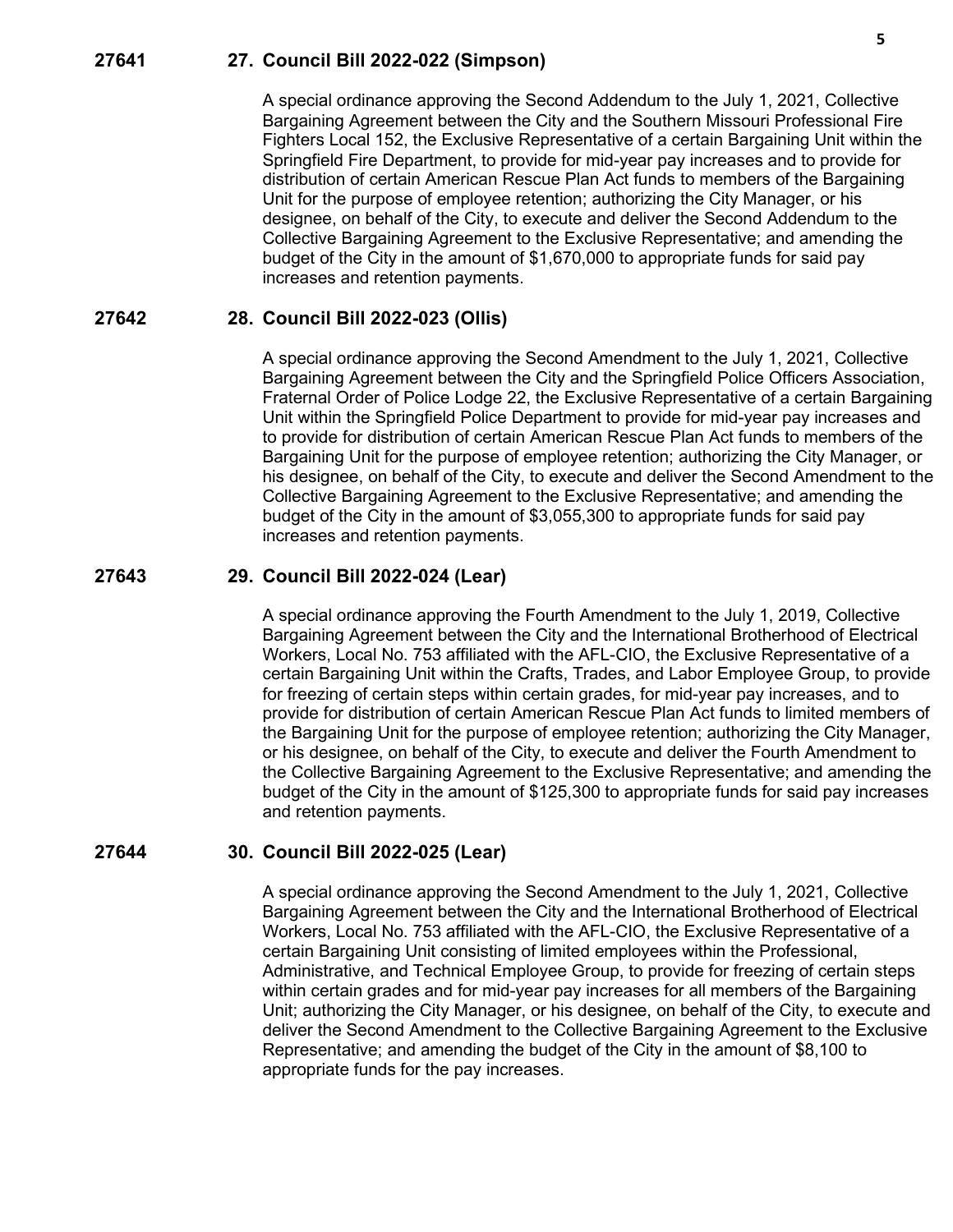**27641 27. Council Bill 2022-022 (Simpson)**

A special ordinance approving the Second Addendum to the July 1, 2021, Collective Bargaining Agreement between the City and the Southern Missouri Professional Fire Fighters Local 152, the Exclusive Representative of a certain Bargaining Unit within the Springfield Fire Department, to provide for mid-year pay increases and to provide for distribution of certain American Rescue Plan Act funds to members of the Bargaining Unit for the purpose of employee retention; authorizing the City Manager, or his designee, on behalf of the City, to execute and deliver the Second Addendum to the Collective Bargaining Agreement to the Exclusive Representative; and amending the budget of the City in the amount of $1,670,000 to appropriate funds for said pay increases and retention payments.

**27642 28. Council Bill 2022-023 (Ollis)**

A special ordinance approving the Second Amendment to the July 1, 2021, Collective Bargaining Agreement between the City and the Springfield Police Officers Association, Fraternal Order of Police Lodge 22, the Exclusive Representative of a certain Bargaining Unit within the Springfield Police Department to provide for mid-year pay increases and to provide for distribution of certain American Rescue Plan Act funds to members of the Bargaining Unit for the purpose of employee retention; authorizing the City Manager, or his designee, on behalf of the City, to execute and deliver the Second Amendment to the Collective Bargaining Agreement to the Exclusive Representative; and amending the budget of the City in the amount of $3,055,300 to appropriate funds for said pay increases and retention payments.

**27643 29. Council Bill 2022-024 (Lear)**

A special ordinance approving the Fourth Amendment to the July 1, 2019, Collective Bargaining Agreement between the City and the International Brotherhood of Electrical Workers, Local No. 753 affiliated with the AFL-CIO, the Exclusive Representative of a certain Bargaining Unit within the Crafts, Trades, and Labor Employee Group, to provide for freezing of certain steps within certain grades, for mid-year pay increases, and to provide for distribution of certain American Rescue Plan Act funds to limited members of the Bargaining Unit for the purpose of employee retention; authorizing the City Manager, or his designee, on behalf of the City, to execute and deliver the Fourth Amendment to the Collective Bargaining Agreement to the Exclusive Representative; and amending the budget of the City in the amount of $125,300 to appropriate funds for said pay increases and retention payments.

**27644 30. Council Bill 2022-025 (Lear)**

A special ordinance approving the Second Amendment to the July 1, 2021, Collective Bargaining Agreement between the City and the International Brotherhood of Electrical Workers, Local No. 753 affiliated with the AFL-CIO, the Exclusive Representative of a certain Bargaining Unit consisting of limited employees within the Professional, Administrative, and Technical Employee Group, to provide for freezing of certain steps within certain grades and for mid-year pay increases for all members of the Bargaining Unit; authorizing the City Manager, or his designee, on behalf of the City, to execute and deliver the Second Amendment to the Collective Bargaining Agreement to the Exclusive Representative; and amending the budget of the City in the amount of $8,100 to appropriate funds for the pay increases.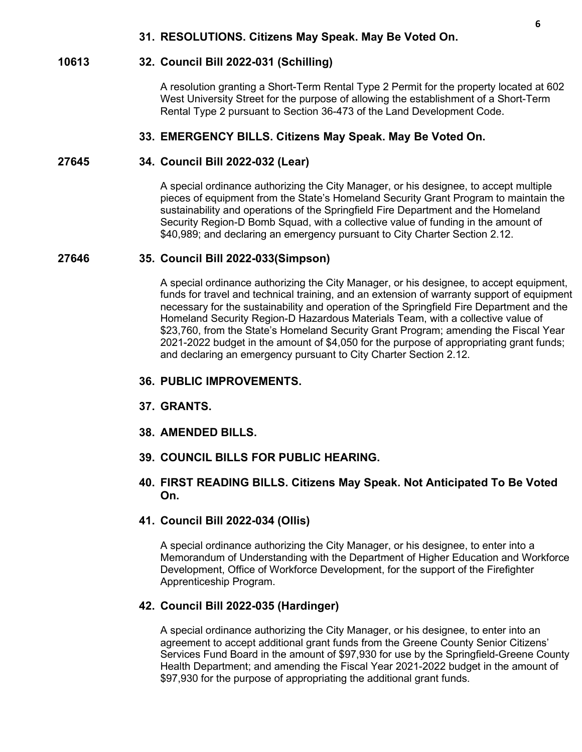**31. RESOLUTIONS. Citizens May Speak. May Be Voted On.**

**10613 32. Council Bill 2022-031 (Schilling)**

A resolution granting a Short-Term Rental Type 2 Permit for the property located at 602 West University Street for the purpose of allowing the establishment of a Short-Term Rental Type 2 pursuant to Section 36-473 of the Land Development Code.

**33. EMERGENCY BILLS. Citizens May Speak. May Be Voted On.**

**27645 34. Council Bill 2022-032 (Lear)**

A special ordinance authorizing the City Manager, or his designee, to accept multiple pieces of equipment from the State's Homeland Security Grant Program to maintain the sustainability and operations of the Springfield Fire Department and the Homeland Security Region-D Bomb Squad, with a collective value of funding in the amount of $40,989; and declaring an emergency pursuant to City Charter Section 2.12.

**27646 35. Council Bill 2022-033(Simpson)**

A special ordinance authorizing the City Manager, or his designee, to accept equipment, funds for travel and technical training, and an extension of warranty support of equipment necessary for the sustainability and operation of the Springfield Fire Department and the Homeland Security Region-D Hazardous Materials Team, with a collective value of $23,760, from the State's Homeland Security Grant Program; amending the Fiscal Year 2021-2022 budget in the amount of $4,050 for the purpose of appropriating grant funds; and declaring an emergency pursuant to City Charter Section 2.12.

**36. PUBLIC IMPROVEMENTS.**

**37. GRANTS.**

**38. AMENDED BILLS.**

**39. COUNCIL BILLS FOR PUBLIC HEARING.**

**40. FIRST READING BILLS. Citizens May Speak. Not Anticipated To Be Voted On.**

**41. Council Bill 2022-034 (Ollis)**

A special ordinance authorizing the City Manager, or his designee, to enter into a Memorandum of Understanding with the Department of Higher Education and Workforce Development, Office of Workforce Development, for the support of the Firefighter Apprenticeship Program.

**42. Council Bill 2022-035 (Hardinger)**

A special ordinance authorizing the City Manager, or his designee, to enter into an agreement to accept additional grant funds from the Greene County Senior Citizens' Services Fund Board in the amount of $97,930 for use by the Springfield-Greene County Health Department; and amending the Fiscal Year 2021-2022 budget in the amount of $97,930 for the purpose of appropriating the additional grant funds.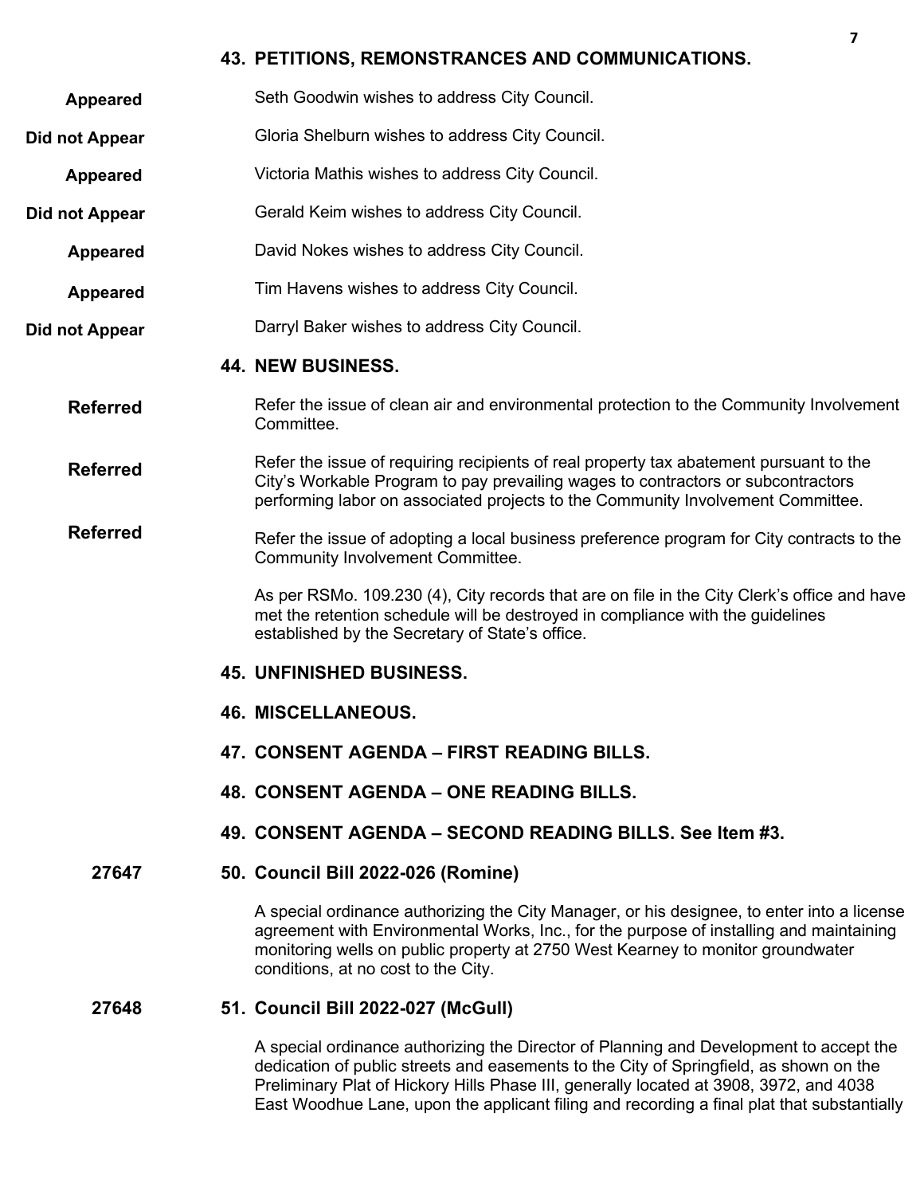## 43. PETITIONS, REMONSTRANCES AND COMMUNICATIONS.

**Appeared** — Seth Goodwin wishes to address City Council.

**Did not Appear** — Gloria Shelburn wishes to address City Council.

**Appeared** — Victoria Mathis wishes to address City Council.

**Did not Appear** — Gerald Keim wishes to address City Council.

**Appeared** — David Nokes wishes to address City Council.

**Appeared** — Tim Havens wishes to address City Council.

**Did not Appear** — Darryl Baker wishes to address City Council.

## 44. NEW BUSINESS.

**Referred** — Refer the issue of clean air and environmental protection to the Community Involvement Committee.

**Referred** — Refer the issue of requiring recipients of real property tax abatement pursuant to the City's Workable Program to pay prevailing wages to contractors or subcontractors performing labor on associated projects to the Community Involvement Committee.

**Referred** — Refer the issue of adopting a local business preference program for City contracts to the Community Involvement Committee.

As per RSMo. 109.230 (4), City records that are on file in the City Clerk's office and have met the retention schedule will be destroyed in compliance with the guidelines established by the Secretary of State's office.

## 45. UNFINISHED BUSINESS.

## 46. MISCELLANEOUS.

## 47. CONSENT AGENDA – FIRST READING BILLS.

## 48. CONSENT AGENDA – ONE READING BILLS.

## 49. CONSENT AGENDA – SECOND READING BILLS. See Item #3.

**27647**

## 50. Council Bill 2022-026 (Romine)

A special ordinance authorizing the City Manager, or his designee, to enter into a license agreement with Environmental Works, Inc., for the purpose of installing and maintaining monitoring wells on public property at 2750 West Kearney to monitor groundwater conditions, at no cost to the City.

**27648**

## 51. Council Bill 2022-027 (McGull)

A special ordinance authorizing the Director of Planning and Development to accept the dedication of public streets and easements to the City of Springfield, as shown on the Preliminary Plat of Hickory Hills Phase III, generally located at 3908, 3972, and 4038 East Woodhue Lane, upon the applicant filing and recording a final plat that substantially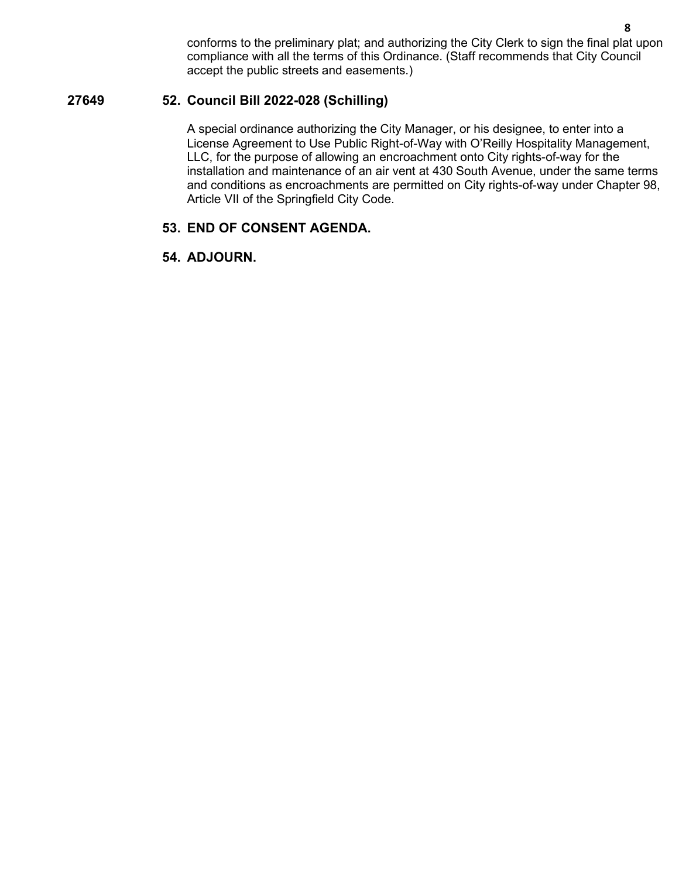conforms to the preliminary plat; and authorizing the City Clerk to sign the final plat upon compliance with all the terms of this Ordinance. (Staff recommends that City Council accept the public streets and easements.)

**27649** **52. Council Bill 2022-028 (Schilling)**

A special ordinance authorizing the City Manager, or his designee, to enter into a License Agreement to Use Public Right-of-Way with O'Reilly Hospitality Management, LLC, for the purpose of allowing an encroachment onto City rights-of-way for the installation and maintenance of an air vent at 430 South Avenue, under the same terms and conditions as encroachments are permitted on City rights-of-way under Chapter 98, Article VII of the Springfield City Code.

**53. END OF CONSENT AGENDA.**

**54. ADJOURN.**